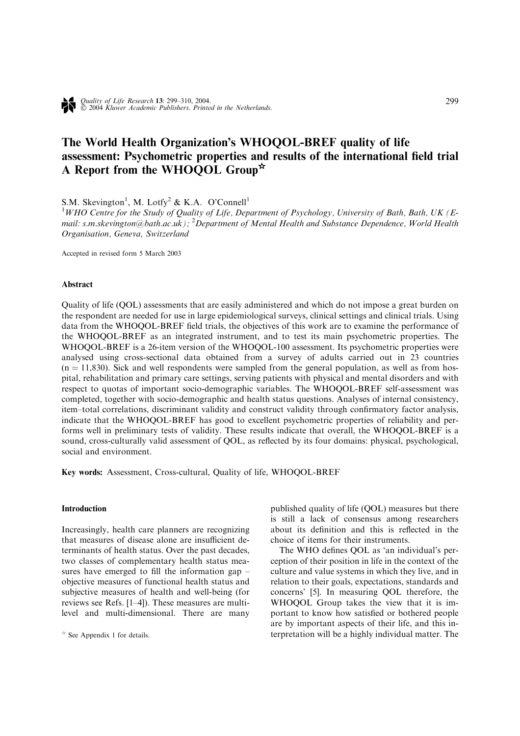# The World Health Organization's WHOQOL-BREF quality of life assessment: Psychometric properties and results of the international field trial A Report from the WHOQOL Group[☆]

S.M. Skevington[1], M. Lotfy[2] & K.A. O'Connell[1]

[1]*WHO Centre for the Study of Quality of Life, Department of Psychology, University of Bath, Bath, UK (E-mail: s.m.skevington@bath.ac.uk);* [2]*Department of Mental Health and Substance Dependence, World Health Organisation, Geneva, Switzerland*

Accepted in revised form 5 March 2003

### Abstract

Quality of life (QOL) assessments that are easily administered and which do not impose a great burden on the respondent are needed for use in large epidemiological surveys, clinical settings and clinical trials. Using data from the WHOQOL-BREF field trials, the objectives of this work are to examine the performance of the WHOQOL-BREF as an integrated instrument, and to test its main psychometric properties. The WHOQOL-BREF is a 26-item version of the WHOQOL-100 assessment. Its psychometric properties were analysed using cross-sectional data obtained from a survey of adults carried out in 23 countries ($n = 11,830$). Sick and well respondents were sampled from the general population, as well as from hospital, rehabilitation and primary care settings, serving patients with physical and mental disorders and with respect to quotas of important socio-demographic variables. The WHOQOL-BREF self-assessment was completed, together with socio-demographic and health status questions. Analyses of internal consistency, item–total correlations, discriminant validity and construct validity through confirmatory factor analysis, indicate that the WHOQOL-BREF has good to excellent psychometric properties of reliability and performs well in preliminary tests of validity. These results indicate that overall, the WHOQOL-BREF is a sound, cross-culturally valid assessment of QOL, as reflected by its four domains: physical, psychological, social and environment.

**Key words:** Assessment, Cross-cultural, Quality of life, WHOQOL-BREF

### Introduction

Increasingly, health care planners are recognizing that measures of disease alone are insufficient determinants of health status. Over the past decades, two classes of complementary health status measures have emerged to fill the information gap – objective measures of functional health status and subjective measures of health and well-being (for reviews see Refs. [1–4]). These measures are multi-level and multi-dimensional. There are many published quality of life (QOL) measures but there is still a lack of consensus among researchers about its definition and this is reflected in the choice of items for their instruments.

The WHO defines QOL as 'an individual's perception of their position in life in the context of the culture and value systems in which they live, and in relation to their goals, expectations, standards and concerns' [5]. In measuring QOL therefore, the WHOQOL Group takes the view that it is important to know how satisfied or bothered people are by important aspects of their life, and this interpretation will be a highly individual matter. The

☆ See Appendix 1 for details.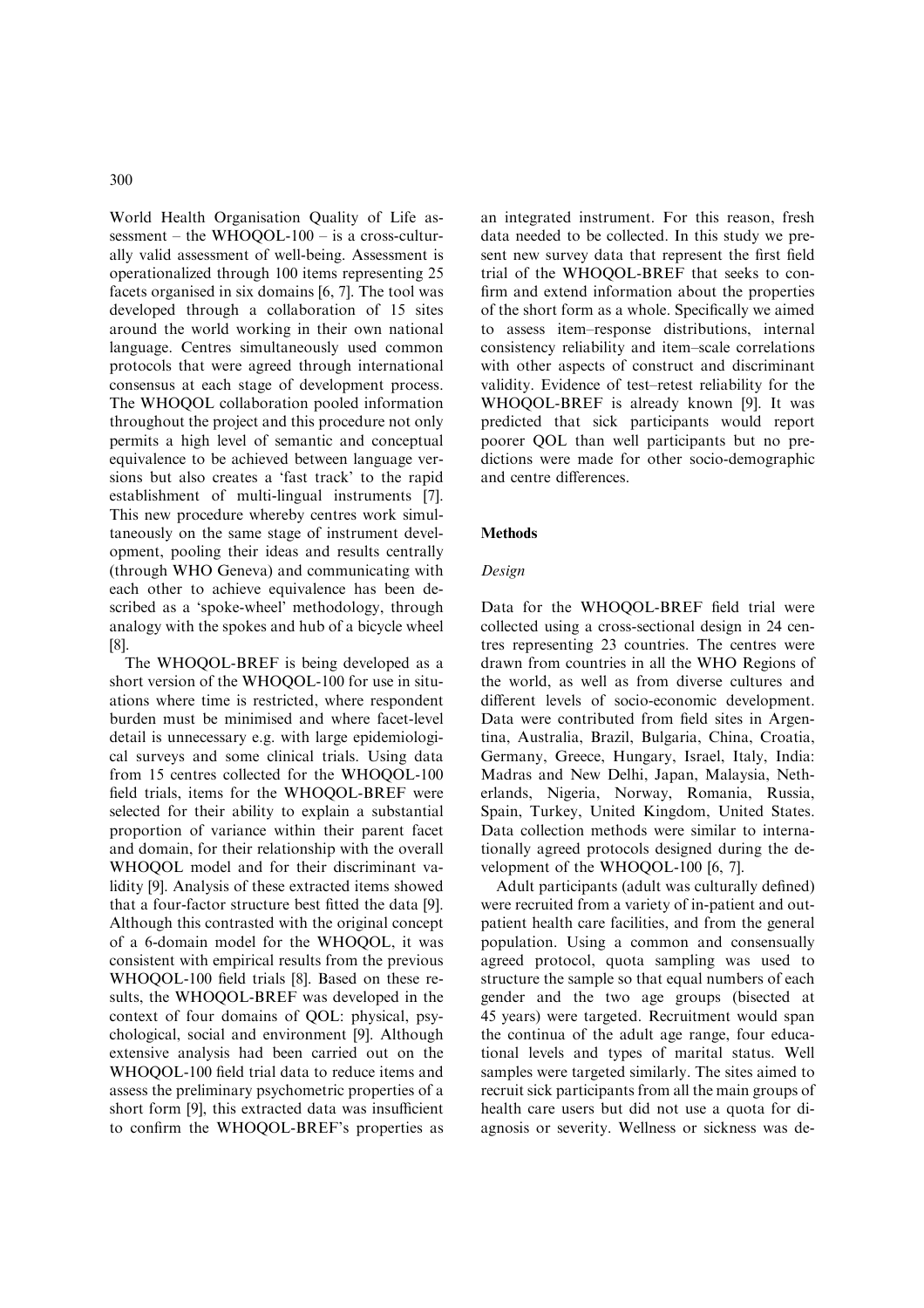World Health Organisation Quality of Life assessment – the WHOQOL-100 – is a cross-culturally valid assessment of well-being. Assessment is operationalized through 100 items representing 25 facets organised in six domains [6, 7]. The tool was developed through a collaboration of 15 sites around the world working in their own national language. Centres simultaneously used common protocols that were agreed through international consensus at each stage of development process. The WHOQOL collaboration pooled information throughout the project and this procedure not only permits a high level of semantic and conceptual equivalence to be achieved between language versions but also creates a 'fast track' to the rapid establishment of multi-lingual instruments [7]. This new procedure whereby centres work simultaneously on the same stage of instrument development, pooling their ideas and results centrally (through WHO Geneva) and communicating with each other to achieve equivalence has been described as a 'spoke-wheel' methodology, through analogy with the spokes and hub of a bicycle wheel [8].

The WHOQOL-BREF is being developed as a short version of the WHOQOL-100 for use in situations where time is restricted, where respondent burden must be minimised and where facet-level detail is unnecessary e.g. with large epidemiological surveys and some clinical trials. Using data from 15 centres collected for the WHOQOL-100 field trials, items for the WHOQOL-BREF were selected for their ability to explain a substantial proportion of variance within their parent facet and domain, for their relationship with the overall WHOQOL model and for their discriminant validity [9]. Analysis of these extracted items showed that a four-factor structure best fitted the data [9]. Although this contrasted with the original concept of a 6-domain model for the WHOQOL, it was consistent with empirical results from the previous WHOQOL-100 field trials [8]. Based on these results, the WHOQOL-BREF was developed in the context of four domains of QOL: physical, psychological, social and environment [9]. Although extensive analysis had been carried out on the WHOQOL-100 field trial data to reduce items and assess the preliminary psychometric properties of a short form [9], this extracted data was insufficient to confirm the WHOQOL-BREF's properties as an integrated instrument. For this reason, fresh data needed to be collected. In this study we present new survey data that represent the first field trial of the WHOQOL-BREF that seeks to confirm and extend information about the properties of the short form as a whole. Specifically we aimed to assess item–response distributions, internal consistency reliability and item–scale correlations with other aspects of construct and discriminant validity. Evidence of test–retest reliability for the WHOQOL-BREF is already known [9]. It was predicted that sick participants would report poorer QOL than well participants but no predictions were made for other socio-demographic and centre differences.

## Methods

### *Design*

Data for the WHOQOL-BREF field trial were collected using a cross-sectional design in 24 centres representing 23 countries. The centres were drawn from countries in all the WHO Regions of the world, as well as from diverse cultures and different levels of socio-economic development. Data were contributed from field sites in Argentina, Australia, Brazil, Bulgaria, China, Croatia, Germany, Greece, Hungary, Israel, Italy, India: Madras and New Delhi, Japan, Malaysia, Netherlands, Nigeria, Norway, Romania, Russia, Spain, Turkey, United Kingdom, United States. Data collection methods were similar to internationally agreed protocols designed during the development of the WHOQOL-100 [6, 7].

Adult participants (adult was culturally defined) were recruited from a variety of in-patient and out-patient health care facilities, and from the general population. Using a common and consensually agreed protocol, quota sampling was used to structure the sample so that equal numbers of each gender and the two age groups (bisected at 45 years) were targeted. Recruitment would span the continua of the adult age range, four educational levels and types of marital status. Well samples were targeted similarly. The sites aimed to recruit sick participants from all the main groups of health care users but did not use a quota for diagnosis or severity. Wellness or sickness was de-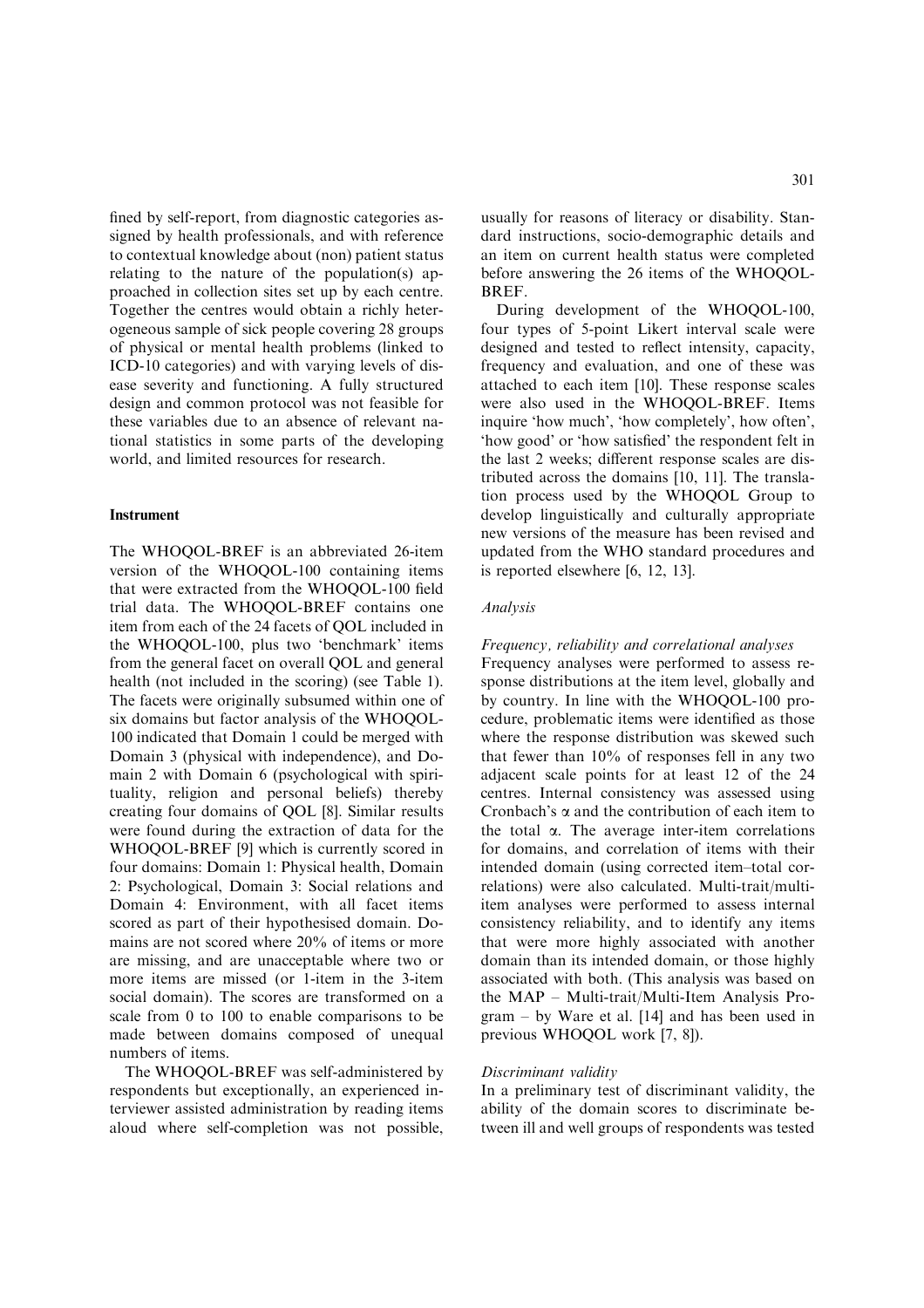fined by self-report, from diagnostic categories assigned by health professionals, and with reference to contextual knowledge about (non) patient status relating to the nature of the population(s) approached in collection sites set up by each centre. Together the centres would obtain a richly heterogeneous sample of sick people covering 28 groups of physical or mental health problems (linked to ICD-10 categories) and with varying levels of disease severity and functioning. A fully structured design and common protocol was not feasible for these variables due to an absence of relevant national statistics in some parts of the developing world, and limited resources for research.

### Instrument

The WHOQOL-BREF is an abbreviated 26-item version of the WHOQOL-100 containing items that were extracted from the WHOQOL-100 field trial data. The WHOQOL-BREF contains one item from each of the 24 facets of QOL included in the WHOQOL-100, plus two 'benchmark' items from the general facet on overall QOL and general health (not included in the scoring) (see Table 1). The facets were originally subsumed within one of six domains but factor analysis of the WHOQOL-100 indicated that Domain 1 could be merged with Domain 3 (physical with independence), and Domain 2 with Domain 6 (psychological with spirituality, religion and personal beliefs) thereby creating four domains of QOL [8]. Similar results were found during the extraction of data for the WHOQOL-BREF [9] which is currently scored in four domains: Domain 1: Physical health, Domain 2: Psychological, Domain 3: Social relations and Domain 4: Environment, with all facet items scored as part of their hypothesised domain. Domains are not scored where 20% of items or more are missing, and are unacceptable where two or more items are missed (or 1-item in the 3-item social domain). The scores are transformed on a scale from 0 to 100 to enable comparisons to be made between domains composed of unequal numbers of items.

The WHOQOL-BREF was self-administered by respondents but exceptionally, an experienced interviewer assisted administration by reading items aloud where self-completion was not possible, usually for reasons of literacy or disability. Standard instructions, socio-demographic details and an item on current health status were completed before answering the 26 items of the WHOQOL-BREF.

During development of the WHOQOL-100, four types of 5-point Likert interval scale were designed and tested to reflect intensity, capacity, frequency and evaluation, and one of these was attached to each item [10]. These response scales were also used in the WHOQOL-BREF. Items inquire 'how much', 'how completely', how often', 'how good' or 'how satisfied' the respondent felt in the last 2 weeks; different response scales are distributed across the domains [10, 11]. The translation process used by the WHOQOL Group to develop linguistically and culturally appropriate new versions of the measure has been revised and updated from the WHO standard procedures and is reported elsewhere [6, 12, 13].

#### *Analysis*

##### *Frequency, reliability and correlational analyses*

Frequency analyses were performed to assess response distributions at the item level, globally and by country. In line with the WHOQOL-100 procedure, problematic items were identified as those where the response distribution was skewed such that fewer than 10% of responses fell in any two adjacent scale points for at least 12 of the 24 centres. Internal consistency was assessed using Cronbach's $\alpha$ and the contribution of each item to the total $\alpha$. The average inter-item correlations for domains, and correlation of items with their intended domain (using corrected item–total correlations) were also calculated. Multi-trait/multi-item analyses were performed to assess internal consistency reliability, and to identify any items that were more highly associated with another domain than its intended domain, or those highly associated with both. (This analysis was based on the MAP – Multi-trait/Multi-Item Analysis Program – by Ware et al. [14] and has been used in previous WHOQOL work [7, 8]).

##### *Discriminant validity*

In a preliminary test of discriminant validity, the ability of the domain scores to discriminate between ill and well groups of respondents was tested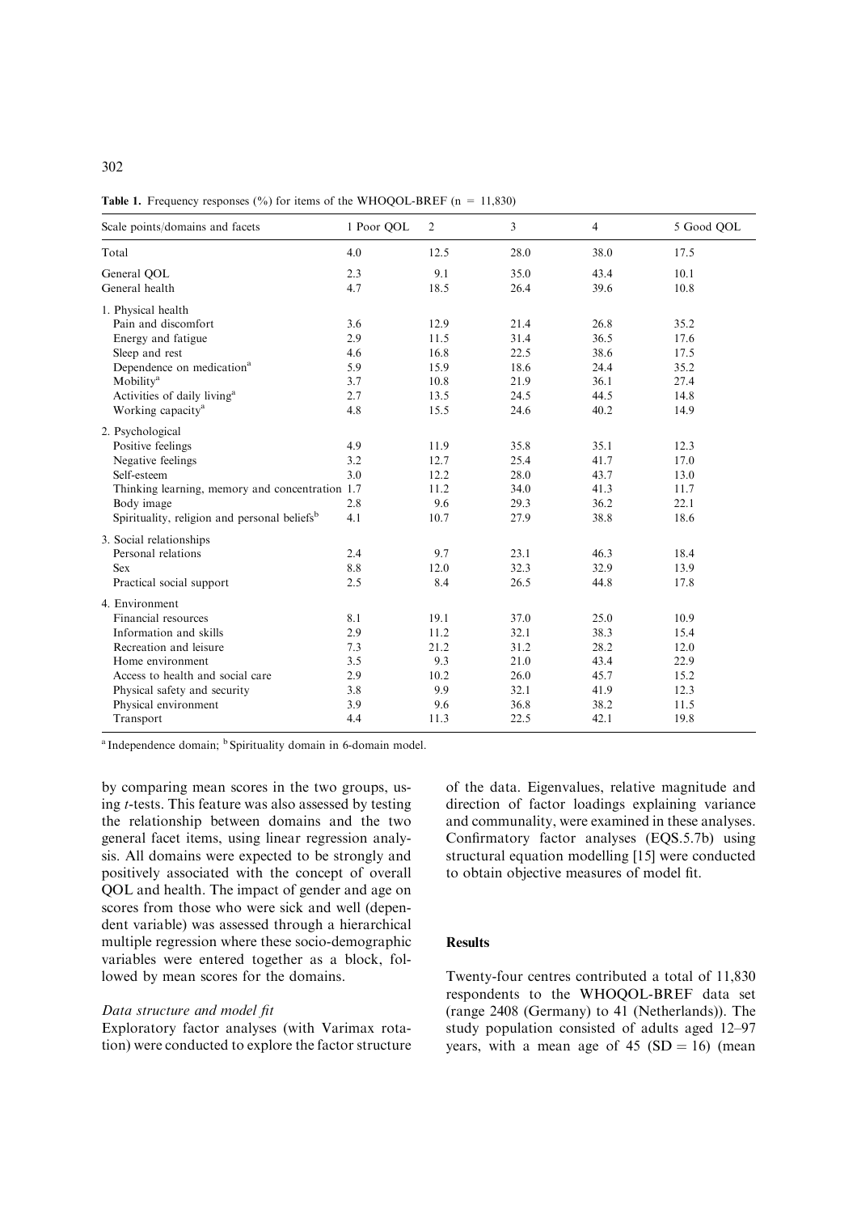**Table 1.** Frequency responses (%) for items of the WHOQOL-BREF (n = 11,830)

| Scale points/domains and facets | 1 Poor QOL | 2 | 3 | 4 | 5 Good QOL |
|---|---|---|---|---|---|
| Total | 4.0 | 12.5 | 28.0 | 38.0 | 17.5 |
| General QOL | 2.3 | 9.1 | 35.0 | 43.4 | 10.1 |
| General health | 4.7 | 18.5 | 26.4 | 39.6 | 10.8 |
| 1. Physical health | | | | | |
| Pain and discomfort | 3.6 | 12.9 | 21.4 | 26.8 | 35.2 |
| Energy and fatigue | 2.9 | 11.5 | 31.4 | 36.5 | 17.6 |
| Sleep and rest | 4.6 | 16.8 | 22.5 | 38.6 | 17.5 |
| Dependence on medication[a] | 5.9 | 15.9 | 18.6 | 24.4 | 35.2 |
| Mobility[a] | 3.7 | 10.8 | 21.9 | 36.1 | 27.4 |
| Activities of daily living[a] | 2.7 | 13.5 | 24.5 | 44.5 | 14.8 |
| Working capacity[a] | 4.8 | 15.5 | 24.6 | 40.2 | 14.9 |
| 2. Psychological | | | | | |
| Positive feelings | 4.9 | 11.9 | 35.8 | 35.1 | 12.3 |
| Negative feelings | 3.2 | 12.7 | 25.4 | 41.7 | 17.0 |
| Self-esteem | 3.0 | 12.2 | 28.0 | 43.7 | 13.0 |
| Thinking learning, memory and concentration | 1.7 | 11.2 | 34.0 | 41.3 | 11.7 |
| Body image | 2.8 | 9.6 | 29.3 | 36.2 | 22.1 |
| Spirituality, religion and personal beliefs[b] | 4.1 | 10.7 | 27.9 | 38.8 | 18.6 |
| 3. Social relationships | | | | | |
| Personal relations | 2.4 | 9.7 | 23.1 | 46.3 | 18.4 |
| Sex | 8.8 | 12.0 | 32.3 | 32.9 | 13.9 |
| Practical social support | 2.5 | 8.4 | 26.5 | 44.8 | 17.8 |
| 4. Environment | | | | | |
| Financial resources | 8.1 | 19.1 | 37.0 | 25.0 | 10.9 |
| Information and skills | 2.9 | 11.2 | 32.1 | 38.3 | 15.4 |
| Recreation and leisure | 7.3 | 21.2 | 31.2 | 28.2 | 12.0 |
| Home environment | 3.5 | 9.3 | 21.0 | 43.4 | 22.9 |
| Access to health and social care | 2.9 | 10.2 | 26.0 | 45.7 | 15.2 |
| Physical safety and security | 3.8 | 9.9 | 32.1 | 41.9 | 12.3 |
| Physical environment | 3.9 | 9.6 | 36.8 | 38.2 | 11.5 |
| Transport | 4.4 | 11.3 | 22.5 | 42.1 | 19.8 |

[a] Independence domain; [b] Spirituality domain in 6-domain model.

by comparing mean scores in the two groups, using *t*-tests. This feature was also assessed by testing the relationship between domains and the two general facet items, using linear regression analysis. All domains were expected to be strongly and positively associated with the concept of overall QOL and health. The impact of gender and age on scores from those who were sick and well (dependent variable) was assessed through a hierarchical multiple regression where these socio-demographic variables were entered together as a block, followed by mean scores for the domains.

*Data structure and model fit*

Exploratory factor analyses (with Varimax rotation) were conducted to explore the factor structure of the data. Eigenvalues, relative magnitude and direction of factor loadings explaining variance and communality, were examined in these analyses. Confirmatory factor analyses (EQS.5.7b) using structural equation modelling [15] were conducted to obtain objective measures of model fit.

## Results

Twenty-four centres contributed a total of 11,830 respondents to the WHOQOL-BREF data set (range 2408 (Germany) to 41 (Netherlands)). The study population consisted of adults aged 12–97 years, with a mean age of 45 (SD = 16) (mean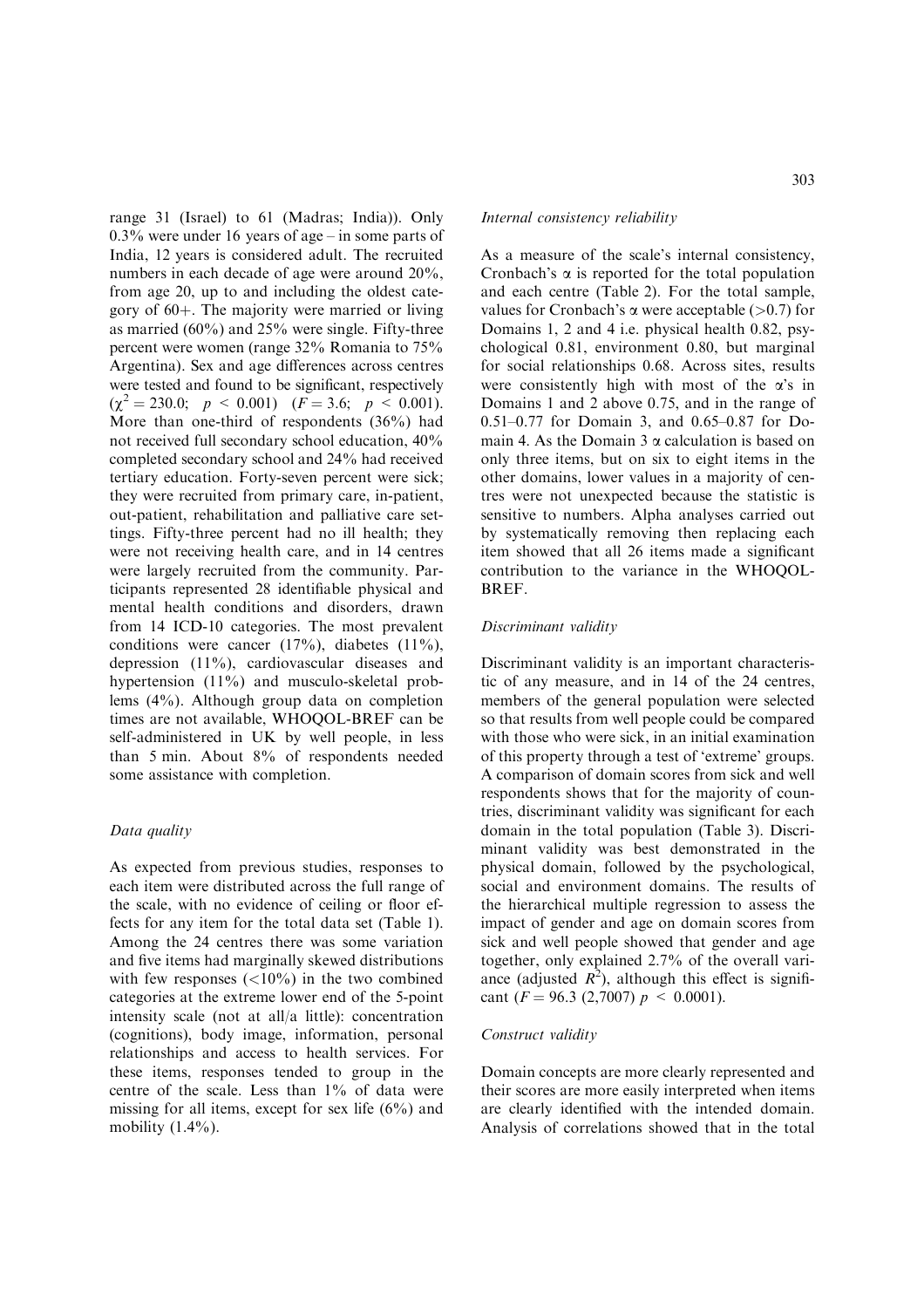range 31 (Israel) to 61 (Madras; India)). Only 0.3% were under 16 years of age – in some parts of India, 12 years is considered adult. The recruited numbers in each decade of age were around 20%, from age 20, up to and including the oldest category of 60+. The majority were married or living as married (60%) and 25% were single. Fifty-three percent were women (range 32% Romania to 75% Argentina). Sex and age differences across centres were tested and found to be significant, respectively ($\chi^2 = 230.0$; $p < 0.001$) ($F = 3.6$; $p < 0.001$). More than one-third of respondents (36%) had not received full secondary school education, 40% completed secondary school and 24% had received tertiary education. Forty-seven percent were sick; they were recruited from primary care, in-patient, out-patient, rehabilitation and palliative care settings. Fifty-three percent had no ill health; they were not receiving health care, and in 14 centres were largely recruited from the community. Participants represented 28 identifiable physical and mental health conditions and disorders, drawn from 14 ICD-10 categories. The most prevalent conditions were cancer (17%), diabetes (11%), depression (11%), cardiovascular diseases and hypertension (11%) and musculo-skeletal problems (4%). Although group data on completion times are not available, WHOQOL-BREF can be self-administered in UK by well people, in less than 5 min. About 8% of respondents needed some assistance with completion.

### *Data quality*

As expected from previous studies, responses to each item were distributed across the full range of the scale, with no evidence of ceiling or floor effects for any item for the total data set (Table 1). Among the 24 centres there was some variation and five items had marginally skewed distributions with few responses (<10%) in the two combined categories at the extreme lower end of the 5-point intensity scale (not at all/a little): concentration (cognitions), body image, information, personal relationships and access to health services. For these items, responses tended to group in the centre of the scale. Less than 1% of data were missing for all items, except for sex life (6%) and mobility (1.4%).

### *Internal consistency reliability*

As a measure of the scale's internal consistency, Cronbach's $\alpha$ is reported for the total population and each centre (Table 2). For the total sample, values for Cronbach's $\alpha$ were acceptable (>0.7) for Domains 1, 2 and 4 i.e. physical health 0.82, psychological 0.81, environment 0.80, but marginal for social relationships 0.68. Across sites, results were consistently high with most of the $\alpha$'s in Domains 1 and 2 above 0.75, and in the range of 0.51–0.77 for Domain 3, and 0.65–0.87 for Domain 4. As the Domain 3 $\alpha$ calculation is based on only three items, but on six to eight items in the other domains, lower values in a majority of centres were not unexpected because the statistic is sensitive to numbers. Alpha analyses carried out by systematically removing then replacing each item showed that all 26 items made a significant contribution to the variance in the WHOQOL-BREF.

### *Discriminant validity*

Discriminant validity is an important characteristic of any measure, and in 14 of the 24 centres, members of the general population were selected so that results from well people could be compared with those who were sick, in an initial examination of this property through a test of 'extreme' groups. A comparison of domain scores from sick and well respondents shows that for the majority of countries, discriminant validity was significant for each domain in the total population (Table 3). Discriminant validity was best demonstrated in the physical domain, followed by the psychological, social and environment domains. The results of the hierarchical multiple regression to assess the impact of gender and age on domain scores from sick and well people showed that gender and age together, only explained 2.7% of the overall variance (adjusted $R^2$), although this effect is significant ($F = 96.3$ (2,7007) $p < 0.0001$).

### *Construct validity*

Domain concepts are more clearly represented and their scores are more easily interpreted when items are clearly identified with the intended domain. Analysis of correlations showed that in the total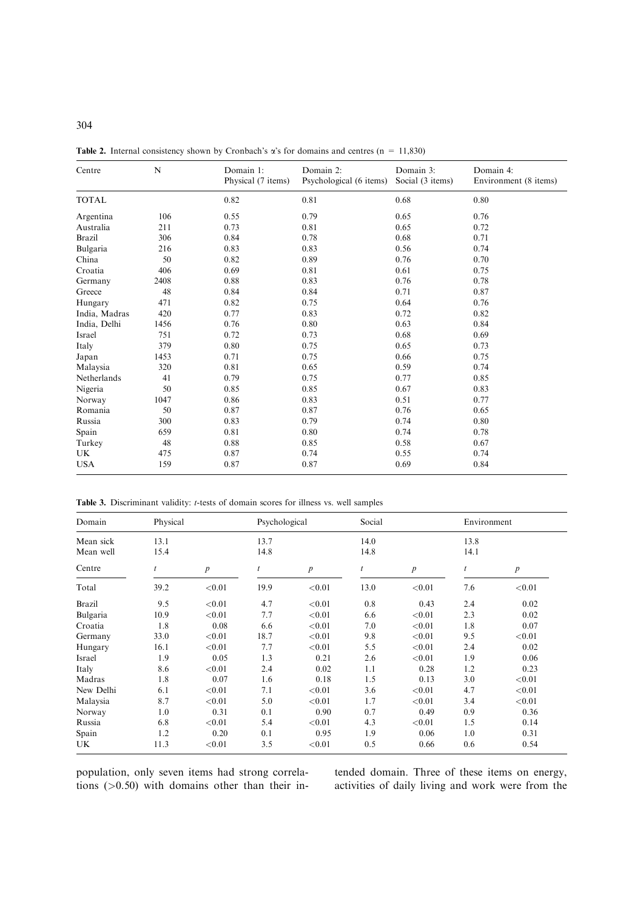**Table 2.** Internal consistency shown by Cronbach's $\alpha$'s for domains and centres (n = 11,830)

| Centre | N | Domain 1: Physical (7 items) | Domain 2: Psychological (6 items) | Domain 3: Social (3 items) | Domain 4: Environment (8 items) |
|---|---|---|---|---|---|
| TOTAL | | 0.82 | 0.81 | 0.68 | 0.80 |
| Argentina | 106 | 0.55 | 0.79 | 0.65 | 0.76 |
| Australia | 211 | 0.73 | 0.81 | 0.65 | 0.72 |
| Brazil | 306 | 0.84 | 0.78 | 0.68 | 0.71 |
| Bulgaria | 216 | 0.83 | 0.83 | 0.56 | 0.74 |
| China | 50 | 0.82 | 0.89 | 0.76 | 0.70 |
| Croatia | 406 | 0.69 | 0.81 | 0.61 | 0.75 |
| Germany | 2408 | 0.88 | 0.83 | 0.76 | 0.78 |
| Greece | 48 | 0.84 | 0.84 | 0.71 | 0.87 |
| Hungary | 471 | 0.82 | 0.75 | 0.64 | 0.76 |
| India, Madras | 420 | 0.77 | 0.83 | 0.72 | 0.82 |
| India, Delhi | 1456 | 0.76 | 0.80 | 0.63 | 0.84 |
| Israel | 751 | 0.72 | 0.73 | 0.68 | 0.69 |
| Italy | 379 | 0.80 | 0.75 | 0.65 | 0.73 |
| Japan | 1453 | 0.71 | 0.75 | 0.66 | 0.75 |
| Malaysia | 320 | 0.81 | 0.65 | 0.59 | 0.74 |
| Netherlands | 41 | 0.79 | 0.75 | 0.77 | 0.85 |
| Nigeria | 50 | 0.85 | 0.85 | 0.67 | 0.83 |
| Norway | 1047 | 0.86 | 0.83 | 0.51 | 0.77 |
| Romania | 50 | 0.87 | 0.87 | 0.76 | 0.65 |
| Russia | 300 | 0.83 | 0.79 | 0.74 | 0.80 |
| Spain | 659 | 0.81 | 0.80 | 0.74 | 0.78 |
| Turkey | 48 | 0.88 | 0.85 | 0.58 | 0.67 |
| UK | 475 | 0.87 | 0.74 | 0.55 | 0.74 |
| USA | 159 | 0.87 | 0.87 | 0.69 | 0.84 |

**Table 3.** Discriminant validity: *t*-tests of domain scores for illness vs. well samples

| Domain | Physical | | Psychological | | Social | | Environment | |
|---|---|---|---|---|---|---|---|---|
| Mean sick | 13.1 | | 13.7 | | 14.0 | | 13.8 | |
| Mean well | 15.4 | | 14.8 | | 14.8 | | 14.1 | |
| Centre | *t* | *p* | *t* | *p* | *t* | *p* | *t* | *p* |
| Total | 39.2 | <0.01 | 19.9 | <0.01 | 13.0 | <0.01 | 7.6 | <0.01 |
| Brazil | 9.5 | <0.01 | 4.7 | <0.01 | 0.8 | 0.43 | 2.4 | 0.02 |
| Bulgaria | 10.9 | <0.01 | 7.7 | <0.01 | 6.6 | <0.01 | 2.3 | 0.02 |
| Croatia | 1.8 | 0.08 | 6.6 | <0.01 | 7.0 | <0.01 | 1.8 | 0.07 |
| Germany | 33.0 | <0.01 | 18.7 | <0.01 | 9.8 | <0.01 | 9.5 | <0.01 |
| Hungary | 16.1 | <0.01 | 7.7 | <0.01 | 5.5 | <0.01 | 2.4 | 0.02 |
| Israel | 1.9 | 0.05 | 1.3 | 0.21 | 2.6 | <0.01 | 1.9 | 0.06 |
| Italy | 8.6 | <0.01 | 2.4 | 0.02 | 1.1 | 0.28 | 1.2 | 0.23 |
| Madras | 1.8 | 0.07 | 1.6 | 0.18 | 1.5 | 0.13 | 3.0 | <0.01 |
| New Delhi | 6.1 | <0.01 | 7.1 | <0.01 | 3.6 | <0.01 | 4.7 | <0.01 |
| Malaysia | 8.7 | <0.01 | 5.0 | <0.01 | 1.7 | <0.01 | 3.4 | <0.01 |
| Norway | 1.0 | 0.31 | 0.1 | 0.90 | 0.7 | 0.49 | 0.9 | 0.36 |
| Russia | 6.8 | <0.01 | 5.4 | <0.01 | 4.3 | <0.01 | 1.5 | 0.14 |
| Spain | 1.2 | 0.20 | 0.1 | 0.95 | 1.9 | 0.06 | 1.0 | 0.31 |
| UK | 11.3 | <0.01 | 3.5 | <0.01 | 0.5 | 0.66 | 0.6 | 0.54 |

population, only seven items had strong correlations (>0.50) with domains other than their intended domain. Three of these items on energy, activities of daily living and work were from the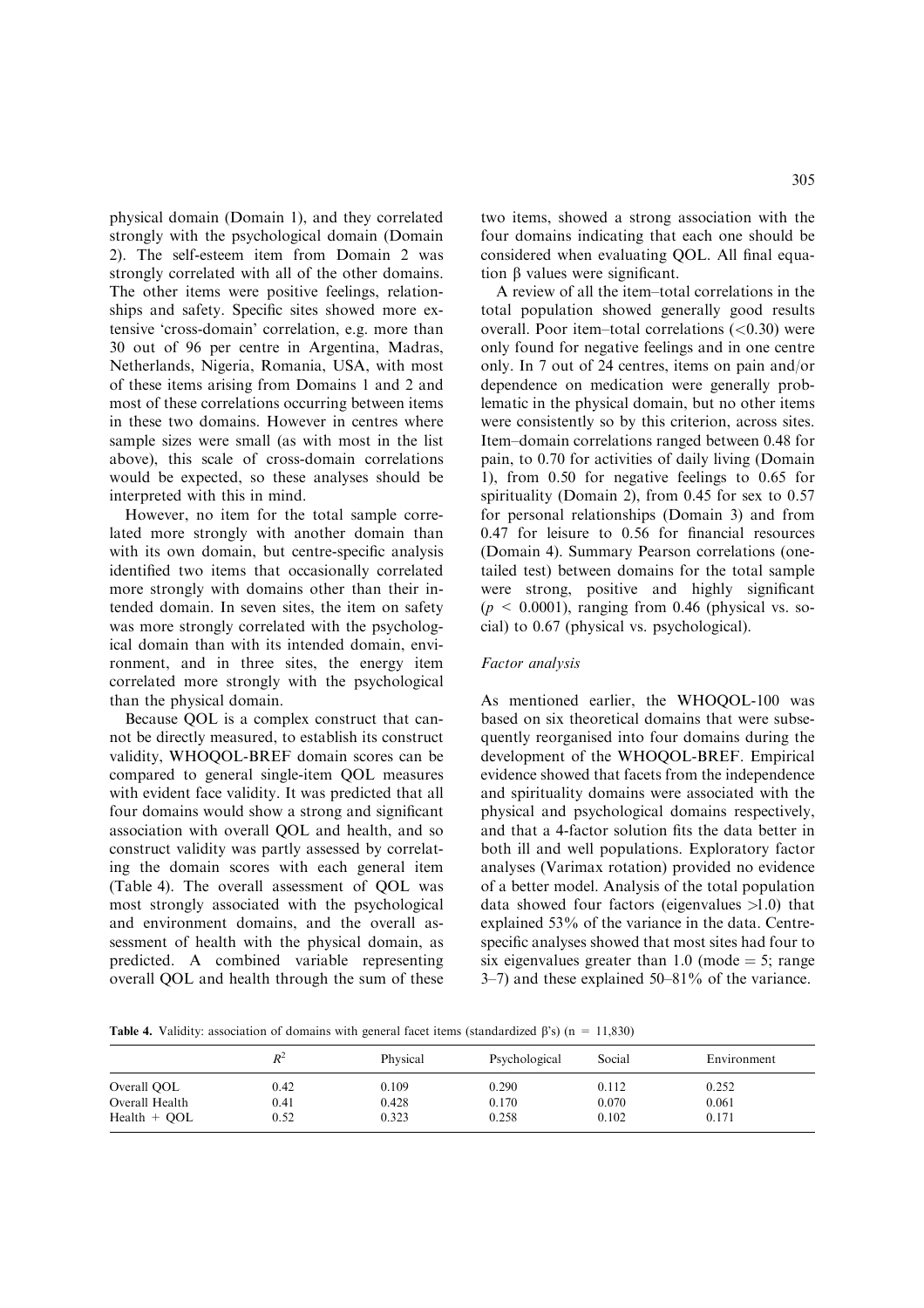physical domain (Domain 1), and they correlated strongly with the psychological domain (Domain 2). The self-esteem item from Domain 2 was strongly correlated with all of the other domains. The other items were positive feelings, relationships and safety. Specific sites showed more extensive 'cross-domain' correlation, e.g. more than 30 out of 96 per centre in Argentina, Madras, Netherlands, Nigeria, Romania, USA, with most of these items arising from Domains 1 and 2 and most of these correlations occurring between items in these two domains. However in centres where sample sizes were small (as with most in the list above), this scale of cross-domain correlations would be expected, so these analyses should be interpreted with this in mind.

However, no item for the total sample correlated more strongly with another domain than with its own domain, but centre-specific analysis identified two items that occasionally correlated more strongly with domains other than their intended domain. In seven sites, the item on safety was more strongly correlated with the psychological domain than with its intended domain, environment, and in three sites, the energy item correlated more strongly with the psychological than the physical domain.

Because QOL is a complex construct that cannot be directly measured, to establish its construct validity, WHOQOL-BREF domain scores can be compared to general single-item QOL measures with evident face validity. It was predicted that all four domains would show a strong and significant association with overall QOL and health, and so construct validity was partly assessed by correlating the domain scores with each general item (Table 4). The overall assessment of QOL was most strongly associated with the psychological and environment domains, and the overall assessment of health with the physical domain, as predicted. A combined variable representing overall QOL and health through the sum of these two items, showed a strong association with the four domains indicating that each one should be considered when evaluating QOL. All final equation β values were significant.

A review of all the item–total correlations in the total population showed generally good results overall. Poor item–total correlations (<0.30) were only found for negative feelings and in one centre only. In 7 out of 24 centres, items on pain and/or dependence on medication were generally problematic in the physical domain, but no other items were consistently so by this criterion, across sites. Item–domain correlations ranged between 0.48 for pain, to 0.70 for activities of daily living (Domain 1), from 0.50 for negative feelings to 0.65 for spirituality (Domain 2), from 0.45 for sex to 0.57 for personal relationships (Domain 3) and from 0.47 for leisure to 0.56 for financial resources (Domain 4). Summary Pearson correlations (one-tailed test) between domains for the total sample were strong, positive and highly significant ($p < 0.0001$), ranging from 0.46 (physical vs. social) to 0.67 (physical vs. psychological).

### *Factor analysis*

As mentioned earlier, the WHOQOL-100 was based on six theoretical domains that were subsequently reorganised into four domains during the development of the WHOQOL-BREF. Empirical evidence showed that facets from the independence and spirituality domains were associated with the physical and psychological domains respectively, and that a 4-factor solution fits the data better in both ill and well populations. Exploratory factor analyses (Varimax rotation) provided no evidence of a better model. Analysis of the total population data showed four factors (eigenvalues >1.0) that explained 53% of the variance in the data. Centre-specific analyses showed that most sites had four to six eigenvalues greater than 1.0 (mode = 5; range 3–7) and these explained 50–81% of the variance.

**Table 4.** Validity: association of domains with general facet items (standardized β's) (n = 11,830)

| | $R^2$ | Physical | Psychological | Social | Environment |
|---|---|---|---|---|---|
| Overall QOL | 0.42 | 0.109 | 0.290 | 0.112 | 0.252 |
| Overall Health | 0.41 | 0.428 | 0.170 | 0.070 | 0.061 |
| Health + QOL | 0.52 | 0.323 | 0.258 | 0.102 | 0.171 |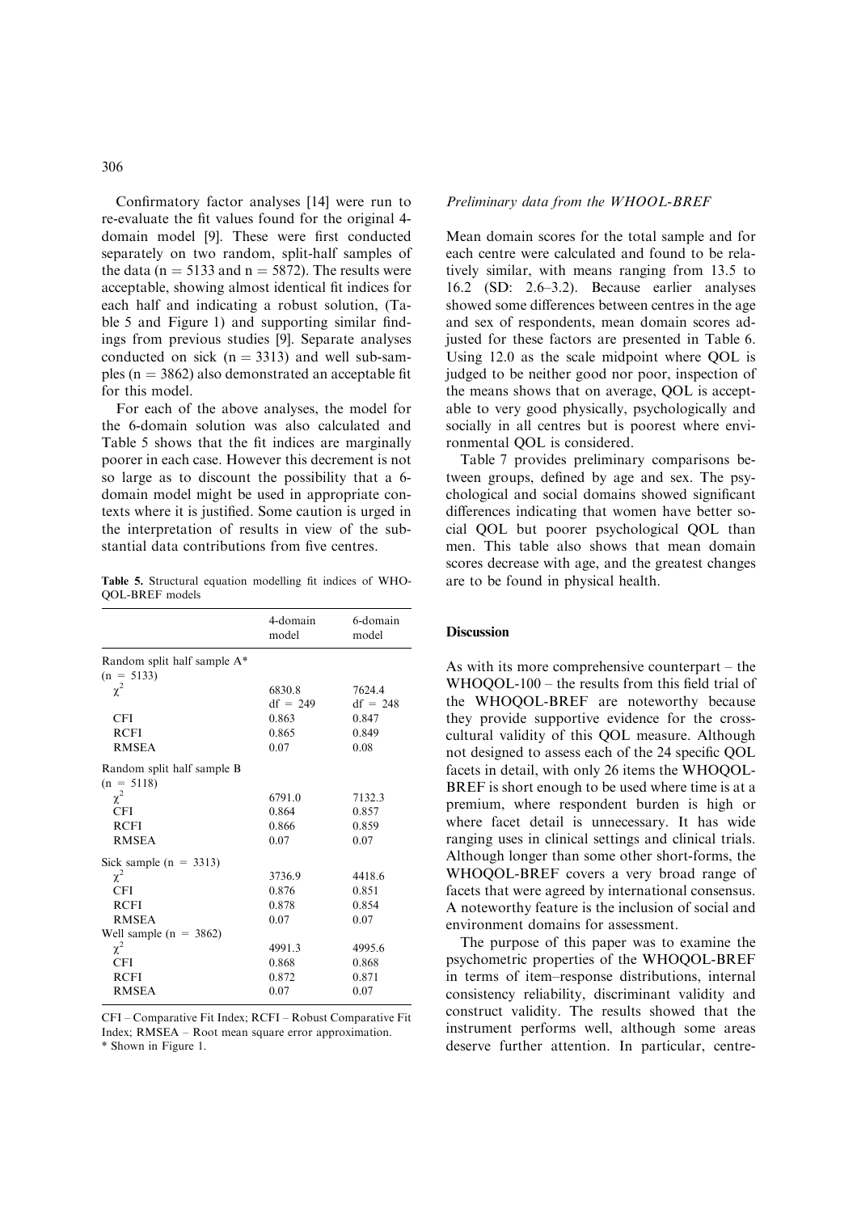Confirmatory factor analyses [14] were run to re-evaluate the fit values found for the original 4-domain model [9]. These were first conducted separately on two random, split-half samples of the data (n = 5133 and n = 5872). The results were acceptable, showing almost identical fit indices for each half and indicating a robust solution, (Table 5 and Figure 1) and supporting similar findings from previous studies [9]. Separate analyses conducted on sick (n = 3313) and well sub-samples (n = 3862) also demonstrated an acceptable fit for this model.

For each of the above analyses, the model for the 6-domain solution was also calculated and Table 5 shows that the fit indices are marginally poorer in each case. However this decrement is not so large as to discount the possibility that a 6-domain model might be used in appropriate contexts where it is justified. Some caution is urged in the interpretation of results in view of the substantial data contributions from five centres.

**Table 5.** Structural equation modelling fit indices of WHO-QOL-BREF models

| | 4-domain model | 6-domain model |
|---|---|---|
| Random split half sample A* (n = 5133) | | |
| $\chi^2$ | 6830.8<br>df = 249 | 7624.4<br>df = 248 |
| CFI | 0.863 | 0.847 |
| RCFI | 0.865 | 0.849 |
| RMSEA | 0.07 | 0.08 |
| Random split half sample B (n = 5118) | | |
| $\chi^2$ | 6791.0 | 7132.3 |
| CFI | 0.864 | 0.857 |
| RCFI | 0.866 | 0.859 |
| RMSEA | 0.07 | 0.07 |
| Sick sample (n = 3313) | | |
| $\chi^2$ | 3736.9 | 4418.6 |
| CFI | 0.876 | 0.851 |
| RCFI | 0.878 | 0.854 |
| RMSEA | 0.07 | 0.07 |
| Well sample (n = 3862) | | |
| $\chi^2$ | 4991.3 | 4995.6 |
| CFI | 0.868 | 0.868 |
| RCFI | 0.872 | 0.871 |
| RMSEA | 0.07 | 0.07 |

CFI – Comparative Fit Index; RCFI – Robust Comparative Fit Index; RMSEA – Root mean square error approximation.
\* Shown in Figure 1.

### *Preliminary data from the WHOOL-BREF*

Mean domain scores for the total sample and for each centre were calculated and found to be relatively similar, with means ranging from 13.5 to 16.2 (SD: 2.6–3.2). Because earlier analyses showed some differences between centres in the age and sex of respondents, mean domain scores adjusted for these factors are presented in Table 6. Using 12.0 as the scale midpoint where QOL is judged to be neither good nor poor, inspection of the means shows that on average, QOL is acceptable to very good physically, psychologically and socially in all centres but is poorest where environmental QOL is considered.

Table 7 provides preliminary comparisons between groups, defined by age and sex. The psychological and social domains showed significant differences indicating that women have better social QOL but poorer psychological QOL than men. This table also shows that mean domain scores decrease with age, and the greatest changes are to be found in physical health.

## Discussion

As with its more comprehensive counterpart – the WHOQOL-100 – the results from this field trial of the WHOQOL-BREF are noteworthy because they provide supportive evidence for the cross-cultural validity of this QOL measure. Although not designed to assess each of the 24 specific QOL facets in detail, with only 26 items the WHOQOL-BREF is short enough to be used where time is at a premium, where respondent burden is high or where facet detail is unnecessary. It has wide ranging uses in clinical settings and clinical trials. Although longer than some other short-forms, the WHOQOL-BREF covers a very broad range of facets that were agreed by international consensus. A noteworthy feature is the inclusion of social and environment domains for assessment.

The purpose of this paper was to examine the psychometric properties of the WHOQOL-BREF in terms of item–response distributions, internal consistency reliability, discriminant validity and construct validity. The results showed that the instrument performs well, although some areas deserve further attention. In particular, centre-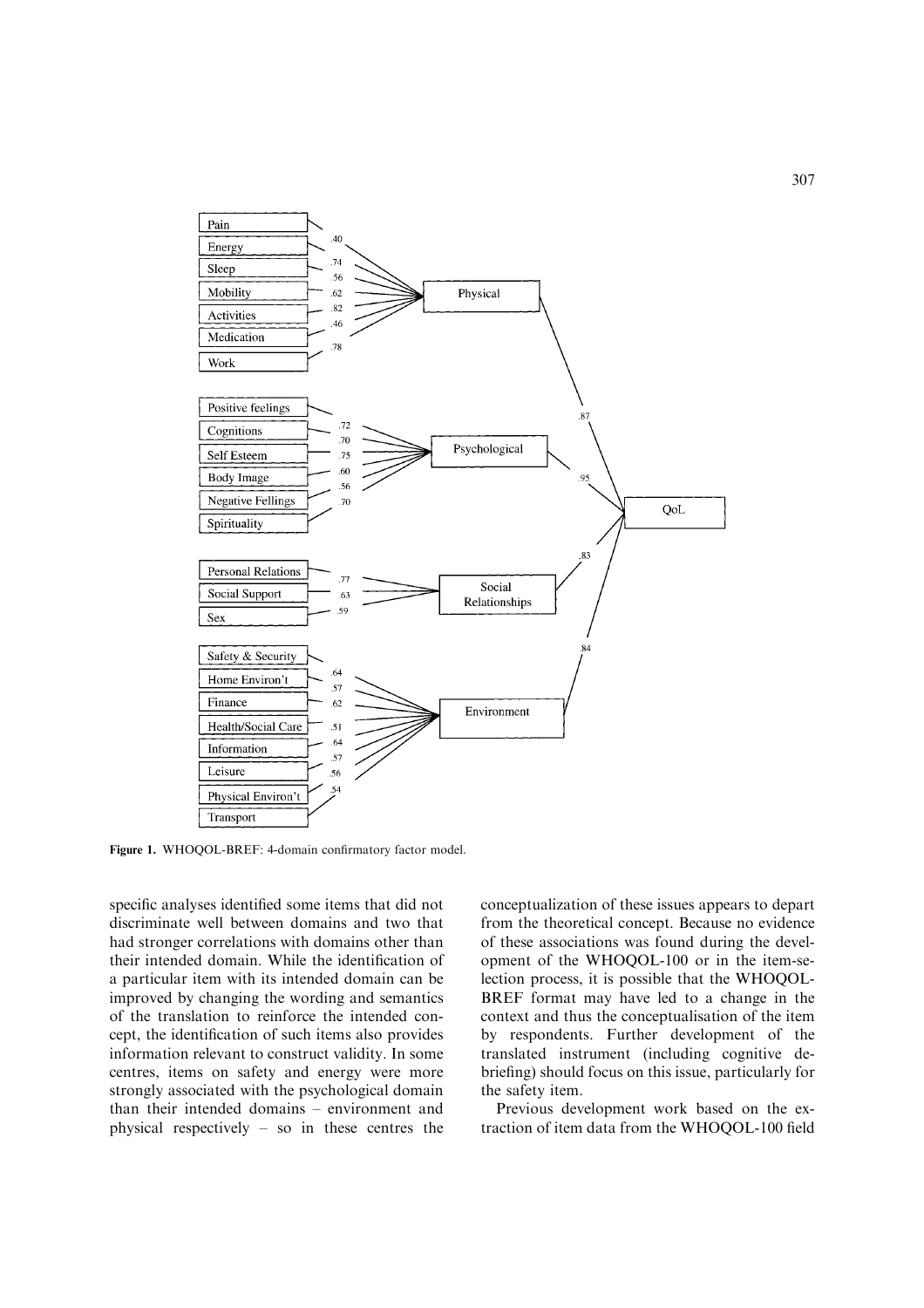Figure 1. WHOQOL-BREF: 4-domain confirmatory factor model.

specific analyses identified some items that did not discriminate well between domains and two that had stronger correlations with domains other than their intended domain. While the identification of a particular item with its intended domain can be improved by changing the wording and semantics of the translation to reinforce the intended concept, the identification of such items also provides information relevant to construct validity. In some centres, items on safety and energy were more strongly associated with the psychological domain than their intended domains – environment and physical respectively – so in these centres the conceptualization of these issues appears to depart from the theoretical concept. Because no evidence of these associations was found during the development of the WHOQOL-100 or in the item-selection process, it is possible that the WHOQOL-BREF format may have led to a change in the context and thus the conceptualisation of the item by respondents. Further development of the translated instrument (including cognitive debriefing) should focus on this issue, particularly for the safety item.

Previous development work based on the extraction of item data from the WHOQOL-100 field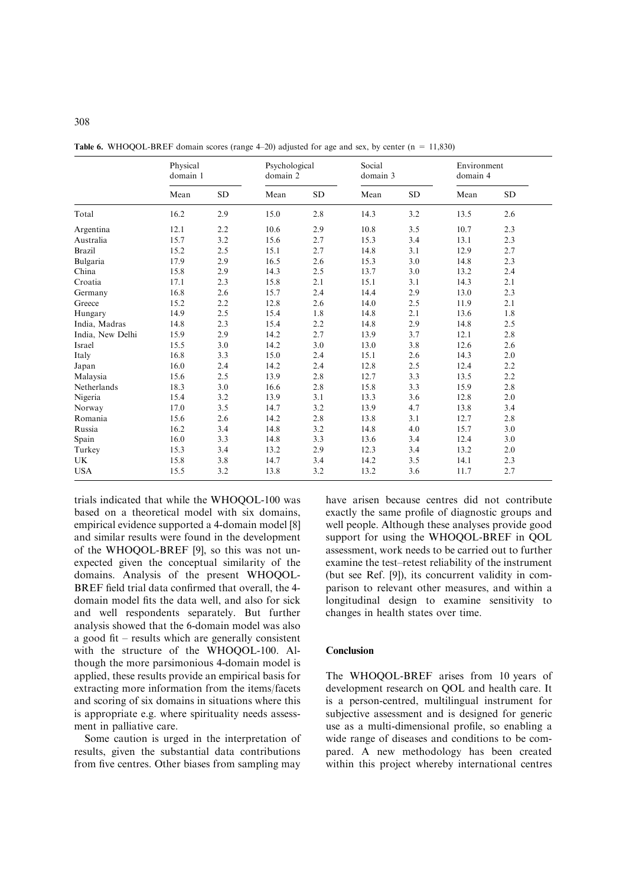**Table 6.** WHOQOL-BREF domain scores (range 4–20) adjusted for age and sex, by center (n = 11,830)

| | Physical domain 1 | | Psychological domain 2 | | Social domain 3 | | Environment domain 4 | |
|---|---|---|---|---|---|---|---|---|
| | Mean | SD | Mean | SD | Mean | SD | Mean | SD |
| Total | 16.2 | 2.9 | 15.0 | 2.8 | 14.3 | 3.2 | 13.5 | 2.6 |
| Argentina | 12.1 | 2.2 | 10.6 | 2.9 | 10.8 | 3.5 | 10.7 | 2.3 |
| Australia | 15.7 | 3.2 | 15.6 | 2.7 | 15.3 | 3.4 | 13.1 | 2.3 |
| Brazil | 15.2 | 2.5 | 15.1 | 2.7 | 14.8 | 3.1 | 12.9 | 2.7 |
| Bulgaria | 17.9 | 2.9 | 16.5 | 2.6 | 15.3 | 3.0 | 14.8 | 2.3 |
| China | 15.8 | 2.9 | 14.3 | 2.5 | 13.7 | 3.0 | 13.2 | 2.4 |
| Croatia | 17.1 | 2.3 | 15.8 | 2.1 | 15.1 | 3.1 | 14.3 | 2.1 |
| Germany | 16.8 | 2.6 | 15.7 | 2.4 | 14.4 | 2.9 | 13.0 | 2.3 |
| Greece | 15.2 | 2.2 | 12.8 | 2.6 | 14.0 | 2.5 | 11.9 | 2.1 |
| Hungary | 14.9 | 2.5 | 15.4 | 1.8 | 14.8 | 2.1 | 13.6 | 1.8 |
| India, Madras | 14.8 | 2.3 | 15.4 | 2.2 | 14.8 | 2.9 | 14.8 | 2.5 |
| India, New Delhi | 15.9 | 2.9 | 14.2 | 2.7 | 13.9 | 3.7 | 12.1 | 2.8 |
| Israel | 15.5 | 3.0 | 14.2 | 3.0 | 13.0 | 3.8 | 12.6 | 2.6 |
| Italy | 16.8 | 3.3 | 15.0 | 2.4 | 15.1 | 2.6 | 14.3 | 2.0 |
| Japan | 16.0 | 2.4 | 14.2 | 2.4 | 12.8 | 2.5 | 12.4 | 2.2 |
| Malaysia | 15.6 | 2.5 | 13.9 | 2.8 | 12.7 | 3.3 | 13.5 | 2.2 |
| Netherlands | 18.3 | 3.0 | 16.6 | 2.8 | 15.8 | 3.3 | 15.9 | 2.8 |
| Nigeria | 15.4 | 3.2 | 13.9 | 3.1 | 13.3 | 3.6 | 12.8 | 2.0 |
| Norway | 17.0 | 3.5 | 14.7 | 3.2 | 13.9 | 4.7 | 13.8 | 3.4 |
| Romania | 15.6 | 2.6 | 14.2 | 2.8 | 13.8 | 3.1 | 12.7 | 2.8 |
| Russia | 16.2 | 3.4 | 14.8 | 3.2 | 14.8 | 4.0 | 15.7 | 3.0 |
| Spain | 16.0 | 3.3 | 14.8 | 3.3 | 13.6 | 3.4 | 12.4 | 3.0 |
| Turkey | 15.3 | 3.4 | 13.2 | 2.9 | 12.3 | 3.4 | 13.2 | 2.0 |
| UK | 15.8 | 3.8 | 14.7 | 3.4 | 14.2 | 3.5 | 14.1 | 2.3 |
| USA | 15.5 | 3.2 | 13.8 | 3.2 | 13.2 | 3.6 | 11.7 | 2.7 |

trials indicated that while the WHOQOL-100 was based on a theoretical model with six domains, empirical evidence supported a 4-domain model [8] and similar results were found in the development of the WHOQOL-BREF [9], so this was not unexpected given the conceptual similarity of the domains. Analysis of the present WHOQOL-BREF field trial data confirmed that overall, the 4-domain model fits the data well, and also for sick and well respondents separately. But further analysis showed that the 6-domain model was also a good fit – results which are generally consistent with the structure of the WHOQOL-100. Although the more parsimonious 4-domain model is applied, these results provide an empirical basis for extracting more information from the items/facets and scoring of six domains in situations where this is appropriate e.g. where spirituality needs assessment in palliative care.

Some caution is urged in the interpretation of results, given the substantial data contributions from five centres. Other biases from sampling may have arisen because centres did not contribute exactly the same profile of diagnostic groups and well people. Although these analyses provide good support for using the WHOQOL-BREF in QOL assessment, work needs to be carried out to further examine the test–retest reliability of the instrument (but see Ref. [9]), its concurrent validity in comparison to relevant other measures, and within a longitudinal design to examine sensitivity to changes in health states over time.

## Conclusion

The WHOQOL-BREF arises from 10 years of development research on QOL and health care. It is a person-centred, multilingual instrument for subjective assessment and is designed for generic use as a multi-dimensional profile, so enabling a wide range of diseases and conditions to be compared. A new methodology has been created within this project whereby international centres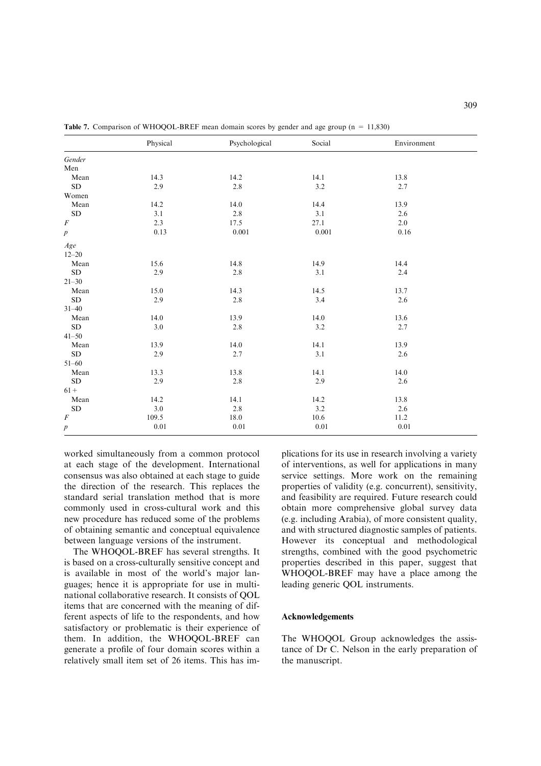**Table 7.** Comparison of WHOQOL-BREF mean domain scores by gender and age group (n = 11,830)

| | Physical | Psychological | Social | Environment |
|---|---|---|---|---|
| *Gender* | | | | |
| Men | | | | |
| Mean | 14.3 | 14.2 | 14.1 | 13.8 |
| SD | 2.9 | 2.8 | 3.2 | 2.7 |
| Women | | | | |
| Mean | 14.2 | 14.0 | 14.4 | 13.9 |
| SD | 3.1 | 2.8 | 3.1 | 2.6 |
| $F$ | 2.3 | 17.5 | 27.1 | 2.0 |
| $p$ | 0.13 | 0.001 | 0.001 | 0.16 |
| *Age* | | | | |
| 12–20 | | | | |
| Mean | 15.6 | 14.8 | 14.9 | 14.4 |
| SD | 2.9 | 2.8 | 3.1 | 2.4 |
| 21–30 | | | | |
| Mean | 15.0 | 14.3 | 14.5 | 13.7 |
| SD | 2.9 | 2.8 | 3.4 | 2.6 |
| 31–40 | | | | |
| Mean | 14.0 | 13.9 | 14.0 | 13.6 |
| SD | 3.0 | 2.8 | 3.2 | 2.7 |
| 41–50 | | | | |
| Mean | 13.9 | 14.0 | 14.1 | 13.9 |
| SD | 2.9 | 2.7 | 3.1 | 2.6 |
| 51–60 | | | | |
| Mean | 13.3 | 13.8 | 14.1 | 14.0 |
| SD | 2.9 | 2.8 | 2.9 | 2.6 |
| 61+ | | | | |
| Mean | 14.2 | 14.1 | 14.2 | 13.8 |
| SD | 3.0 | 2.8 | 3.2 | 2.6 |
| $F$ | 109.5 | 18.0 | 10.6 | 11.2 |
| $p$ | 0.01 | 0.01 | 0.01 | 0.01 |

worked simultaneously from a common protocol at each stage of the development. International consensus was also obtained at each stage to guide the direction of the research. This replaces the standard serial translation method that is more commonly used in cross-cultural work and this new procedure has reduced some of the problems of obtaining semantic and conceptual equivalence between language versions of the instrument.

The WHOQOL-BREF has several strengths. It is based on a cross-culturally sensitive concept and is available in most of the world's major languages; hence it is appropriate for use in multinational collaborative research. It consists of QOL items that are concerned with the meaning of different aspects of life to the respondents, and how satisfactory or problematic is their experience of them. In addition, the WHOQOL-BREF can generate a profile of four domain scores within a relatively small item set of 26 items. This has implications for its use in research involving a variety of interventions, as well for applications in many service settings. More work on the remaining properties of validity (e.g. concurrent), sensitivity, and feasibility are required. Future research could obtain more comprehensive global survey data (e.g. including Arabia), of more consistent quality, and with structured diagnostic samples of patients. However its conceptual and methodological strengths, combined with the good psychometric properties described in this paper, suggest that WHOQOL-BREF may have a place among the leading generic QOL instruments.

## Acknowledgements

The WHOQOL Group acknowledges the assistance of Dr C. Nelson in the early preparation of the manuscript.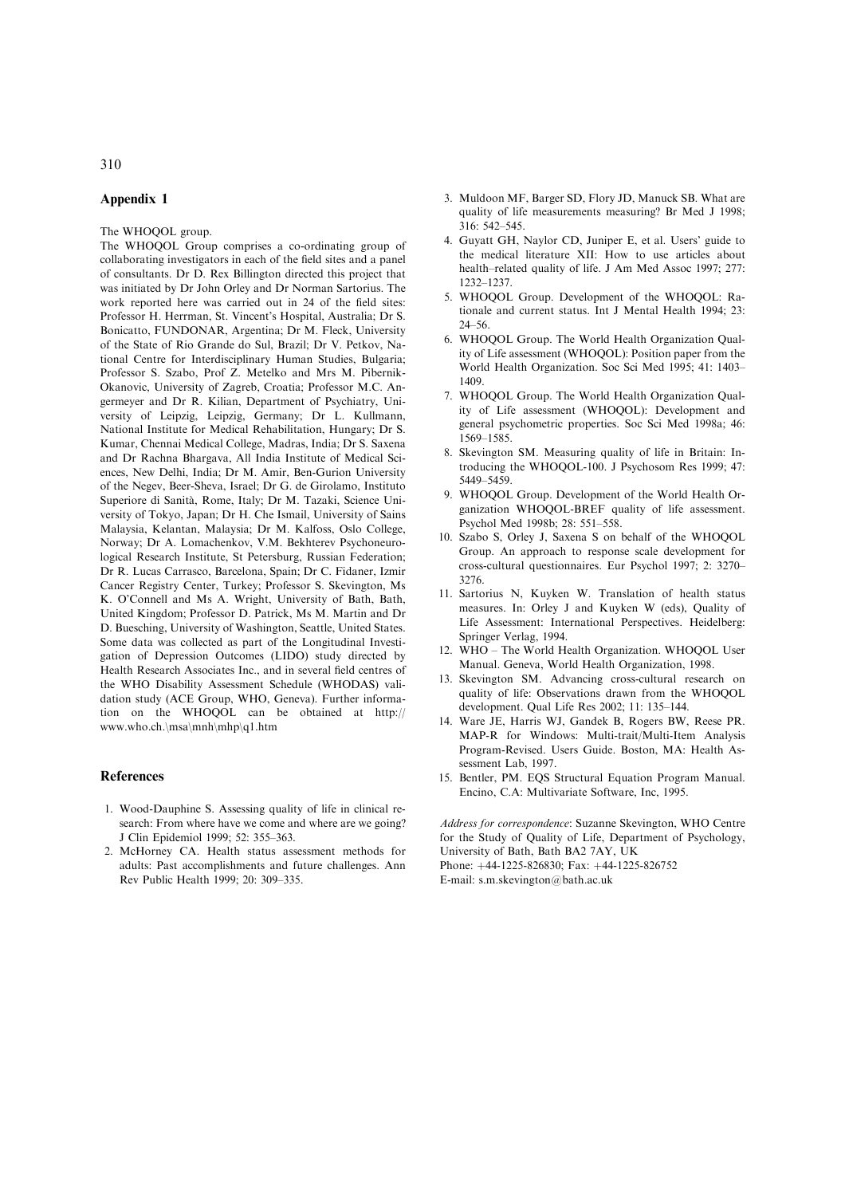## Appendix 1

The WHOQOL group.

The WHOQOL Group comprises a co-ordinating group of collaborating investigators in each of the field sites and a panel of consultants. Dr D. Rex Billington directed this project that was initiated by Dr John Orley and Dr Norman Sartorius. The work reported here was carried out in 24 of the field sites: Professor H. Herrman, St. Vincent's Hospital, Australia; Dr S. Bonicatto, FUNDONAR, Argentina; Dr M. Fleck, University of the State of Rio Grande do Sul, Brazil; Dr V. Petkov, National Centre for Interdisciplinary Human Studies, Bulgaria; Professor S. Szabo, Prof Z. Metelko and Mrs M. Pibernik-Okanovic, University of Zagreb, Croatia; Professor M.C. Angermeyer and Dr R. Kilian, Department of Psychiatry, University of Leipzig, Leipzig, Germany; Dr L. Kullmann, National Institute for Medical Rehabilitation, Hungary; Dr S. Kumar, Chennai Medical College, Madras, India; Dr S. Saxena and Dr Rachna Bhargava, All India Institute of Medical Sciences, New Delhi, India; Dr M. Amir, Ben-Gurion University of the Negev, Beer-Sheva, Israel; Dr G. de Girolamo, Instituto Superiore di Sanità, Rome, Italy; Dr M. Tazaki, Science University of Tokyo, Japan; Dr H. Che Ismail, University of Sains Malaysia, Kelantan, Malaysia; Dr M. Kalfoss, Oslo College, Norway; Dr A. Lomachenkov, V.M. Bekhterev Psychoneurological Research Institute, St Petersburg, Russian Federation; Dr R. Lucas Carrasco, Barcelona, Spain; Dr C. Fidaner, Izmir Cancer Registry Center, Turkey; Professor S. Skevington, Ms K. O'Connell and Ms A. Wright, University of Bath, Bath, United Kingdom; Professor D. Patrick, Ms M. Martin and Dr D. Buesching, University of Washington, Seattle, United States. Some data was collected as part of the Longitudinal Investigation of Depression Outcomes (LIDO) study directed by Health Research Associates Inc., and in several field centres of the WHO Disability Assessment Schedule (WHODAS) validation study (ACE Group, WHO, Geneva). Further information on the WHOQOL can be obtained at http://www.who.ch.\msa\mnh\mhp\q1.htm

## References

1. Wood-Dauphine S. Assessing quality of life in clinical research: From where have we come and where are we going? J Clin Epidemiol 1999; 52: 355–363.
2. McHorney CA. Health status assessment methods for adults: Past accomplishments and future challenges. Ann Rev Public Health 1999; 20: 309–335.
3. Muldoon MF, Barger SD, Flory JD, Manuck SB. What are quality of life measurements measuring? Br Med J 1998; 316: 542–545.
4. Guyatt GH, Naylor CD, Juniper E, et al. Users' guide to the medical literature XII: How to use articles about health–related quality of life. J Am Med Assoc 1997; 277: 1232–1237.
5. WHOQOL Group. Development of the WHOQOL: Rationale and current status. Int J Mental Health 1994; 23: 24–56.
6. WHOQOL Group. The World Health Organization Quality of Life assessment (WHOQOL): Position paper from the World Health Organization. Soc Sci Med 1995; 41: 1403–1409.
7. WHOQOL Group. The World Health Organization Quality of Life assessment (WHOQOL): Development and general psychometric properties. Soc Sci Med 1998a; 46: 1569–1585.
8. Skevington SM. Measuring quality of life in Britain: Introducing the WHOQOL-100. J Psychosom Res 1999; 47: 5449–5459.
9. WHOQOL Group. Development of the World Health Organization WHOQOL-BREF quality of life assessment. Psychol Med 1998b; 28: 551–558.
10. Szabo S, Orley J, Saxena S on behalf of the WHOQOL Group. An approach to response scale development for cross-cultural questionnaires. Eur Psychol 1997; 2: 3270–3276.
11. Sartorius N, Kuyken W. Translation of health status measures. In: Orley J and Kuyken W (eds), Quality of Life Assessment: International Perspectives. Heidelberg: Springer Verlag, 1994.
12. WHO – The World Health Organization. WHOQOL User Manual. Geneva, World Health Organization, 1998.
13. Skevington SM. Advancing cross-cultural research on quality of life: Observations drawn from the WHOQOL development. Qual Life Res 2002; 11: 135–144.
14. Ware JE, Harris WJ, Gandek B, Rogers BW, Reese PR. MAP-R for Windows: Multi-trait/Multi-Item Analysis Program-Revised. Users Guide. Boston, MA: Health Assessment Lab, 1997.
15. Bentler, PM. EQS Structural Equation Program Manual. Encino, C.A: Multivariate Software, Inc, 1995.

*Address for correspondence*: Suzanne Skevington, WHO Centre for the Study of Quality of Life, Department of Psychology, University of Bath, Bath BA2 7AY, UK
Phone: +44-1225-826830; Fax: +44-1225-826752
E-mail: s.m.skevington@bath.ac.uk